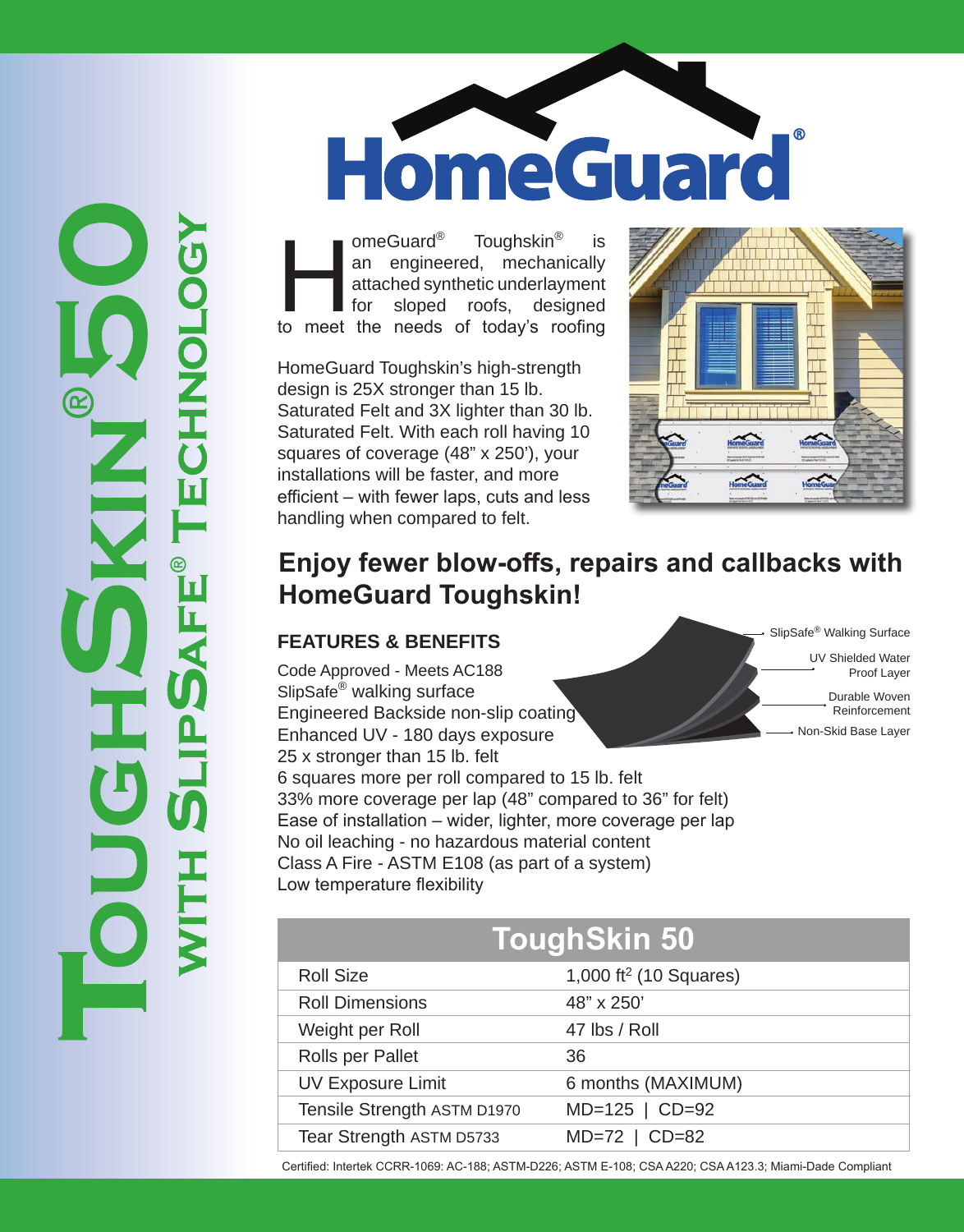# HomeGuard®

## ToughSkin® 50 with SlipSafe® Technology

HomeGuard® Toughskin® is an engineered, mechanically attached synthetic underlayment for sloped roofs, designed to meet the needs of today's roofing

HomeGuard Toughskin's high-strength design is 25X stronger than 15 lb. Saturated Felt and 3X lighter than 30 lb. Saturated Felt. With each roll having 10 squares of coverage (48" x 250'), your installations will be faster, and more efficient – with fewer laps, cuts and less handling when compared to felt.

## Enjoy fewer blow-offs, repairs and callbacks with HomeGuard Toughskin!

### FEATURES & BENEFITS

- SlipSafe® Walking Surface
- UV Shielded Water Proof Layer
- Durable Woven Reinforcement
- Non-Skid Base Layer

Code Approved - Meets AC188
SlipSafe® walking surface
Engineered Backside non-slip coating
Enhanced UV - 180 days exposure
25 x stronger than 15 lb. felt
6 squares more per roll compared to 15 lb. felt
33% more coverage per lap (48" compared to 36" for felt)
Ease of installation – wider, lighter, more coverage per lap
No oil leaching - no hazardous material content
Class A Fire - ASTM E108 (as part of a system)
Low temperature flexibility

| ToughSkin 50 | |
|---|---|
| Roll Size | 1,000 ft$^2$ (10 Squares) |
| Roll Dimensions | 48" x 250' |
| Weight per Roll | 47 lbs / Roll |
| Rolls per Pallet | 36 |
| UV Exposure Limit | 6 months (MAXIMUM) |
| Tensile Strength ASTM D1970 | MD=125 \| CD=92 |
| Tear Strength ASTM D5733 | MD=72 \| CD=82 |

Certified: Intertek CCRR-1069: AC-188; ASTM-D226; ASTM E-108; CSA A220; CSA A123.3; Miami-Dade Compliant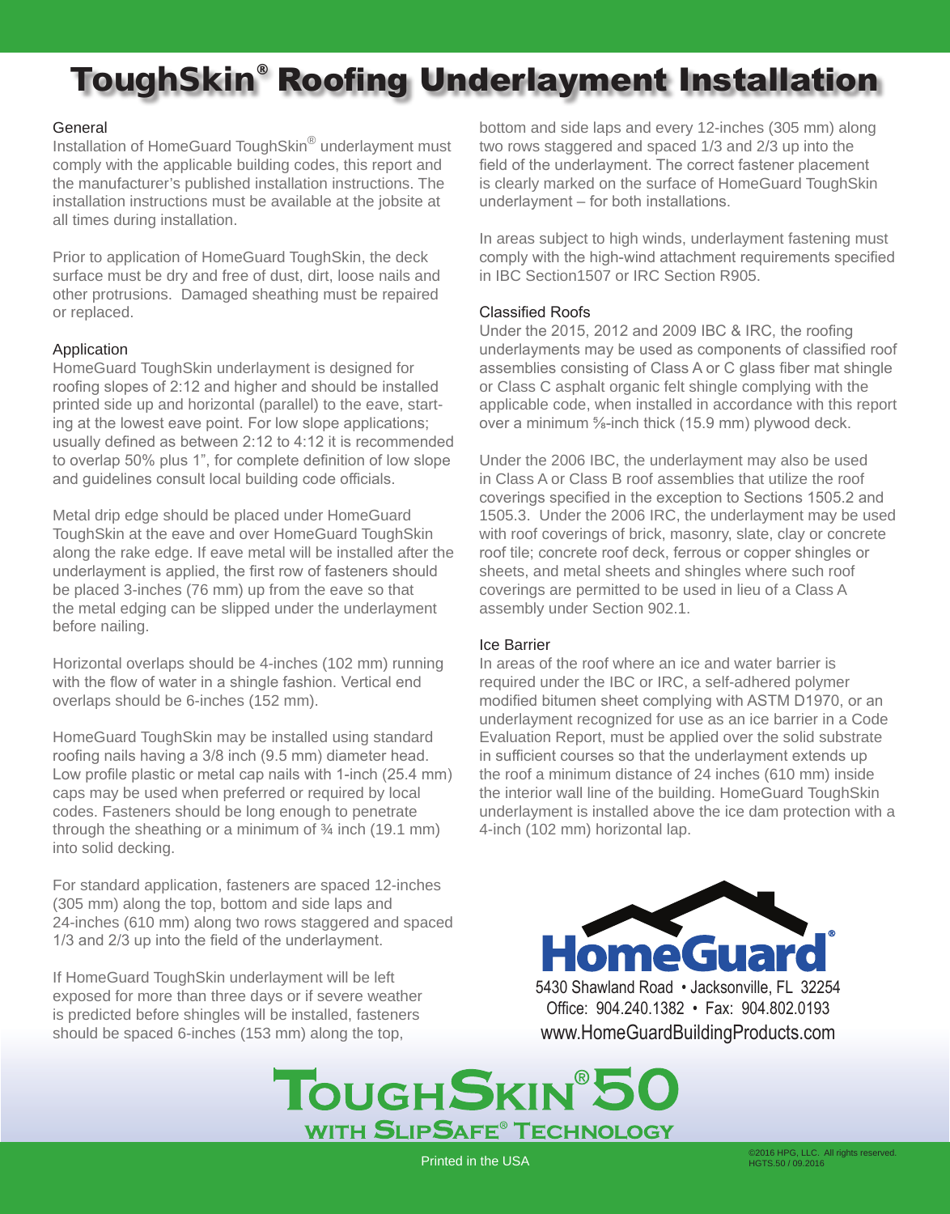# ToughSkin® Roofing Underlayment Installation

### General

Installation of HomeGuard ToughSkin® underlayment must comply with the applicable building codes, this report and the manufacturer's published installation instructions. The installation instructions must be available at the jobsite at all times during installation.

Prior to application of HomeGuard ToughSkin, the deck surface must be dry and free of dust, dirt, loose nails and other protrusions. Damaged sheathing must be repaired or replaced.

### Application

HomeGuard ToughSkin underlayment is designed for roofing slopes of 2:12 and higher and should be installed printed side up and horizontal (parallel) to the eave, starting at the lowest eave point. For low slope applications; usually defined as between 2:12 to 4:12 it is recommended to overlap 50% plus 1", for complete definition of low slope and guidelines consult local building code officials.

Metal drip edge should be placed under HomeGuard ToughSkin at the eave and over HomeGuard ToughSkin along the rake edge. If eave metal will be installed after the underlayment is applied, the first row of fasteners should be placed 3-inches (76 mm) up from the eave so that the metal edging can be slipped under the underlayment before nailing.

Horizontal overlaps should be 4-inches (102 mm) running with the flow of water in a shingle fashion. Vertical end overlaps should be 6-inches (152 mm).

HomeGuard ToughSkin may be installed using standard roofing nails having a 3/8 inch (9.5 mm) diameter head. Low profile plastic or metal cap nails with 1-inch (25.4 mm) caps may be used when preferred or required by local codes. Fasteners should be long enough to penetrate through the sheathing or a minimum of ¾ inch (19.1 mm) into solid decking.

For standard application, fasteners are spaced 12-inches (305 mm) along the top, bottom and side laps and 24-inches (610 mm) along two rows staggered and spaced 1/3 and 2/3 up into the field of the underlayment.

If HomeGuard ToughSkin underlayment will be left exposed for more than three days or if severe weather is predicted before shingles will be installed, fasteners should be spaced 6-inches (153 mm) along the top, bottom and side laps and every 12-inches (305 mm) along two rows staggered and spaced 1/3 and 2/3 up into the field of the underlayment. The correct fastener placement is clearly marked on the surface of HomeGuard ToughSkin underlayment – for both installations.

In areas subject to high winds, underlayment fastening must comply with the high-wind attachment requirements specified in IBC Section1507 or IRC Section R905.

### Classified Roofs

Under the 2015, 2012 and 2009 IBC & IRC, the roofing underlayments may be used as components of classified roof assemblies consisting of Class A or C glass fiber mat shingle or Class C asphalt organic felt shingle complying with the applicable code, when installed in accordance with this report over a minimum ⅝-inch thick (15.9 mm) plywood deck.

Under the 2006 IBC, the underlayment may also be used in Class A or Class B roof assemblies that utilize the roof coverings specified in the exception to Sections 1505.2 and 1505.3. Under the 2006 IRC, the underlayment may be used with roof coverings of brick, masonry, slate, clay or concrete roof tile; concrete roof deck, ferrous or copper shingles or sheets, and metal sheets and shingles where such roof coverings are permitted to be used in lieu of a Class A assembly under Section 902.1.

### Ice Barrier

In areas of the roof where an ice and water barrier is required under the IBC or IRC, a self-adhered polymer modified bitumen sheet complying with ASTM D1970, or an underlayment recognized for use as an ice barrier in a Code Evaluation Report, must be applied over the solid substrate in sufficient courses so that the underlayment extends up the roof a minimum distance of 24 inches (610 mm) inside the interior wall line of the building. HomeGuard ToughSkin underlayment is installed above the ice dam protection with a 4-inch (102 mm) horizontal lap.

HomeGuard®

5430 Shawland Road • Jacksonville, FL 32254
Office: 904.240.1382 • Fax: 904.802.0193
www.HomeGuardBuildingProducts.com

**ToughSkin® 50**
**with SlipSafe® Technology**

Printed in the USA

©2016 HPG, LLC. All rights reserved.
HGTS.50 / 09.2016